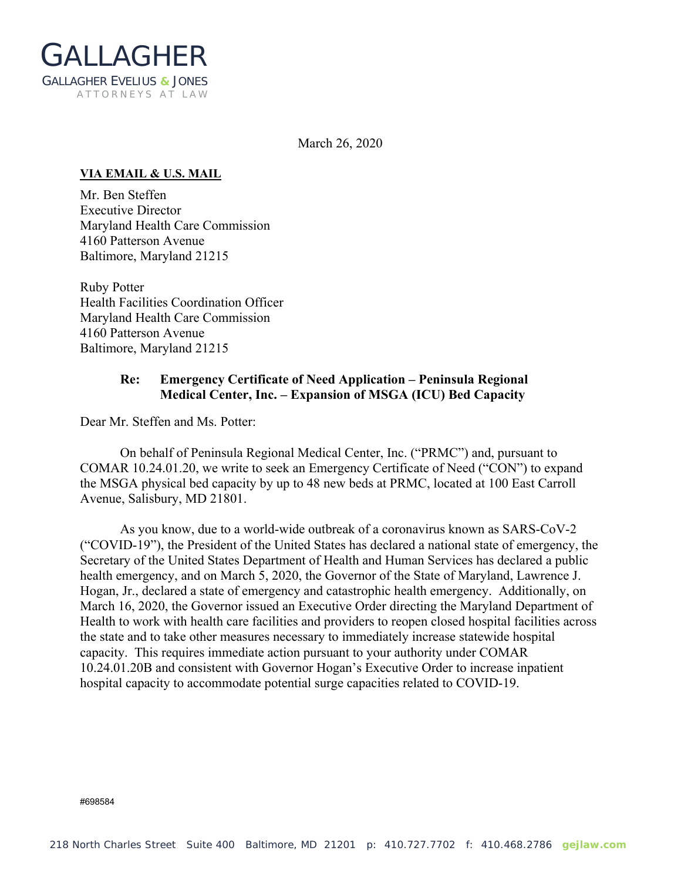# GALLAGHER

GALLAGHER EVELIUS & JONES
ATTORNEYS AT LAW

March 26, 2020

**VIA EMAIL & U.S. MAIL**

Mr. Ben Steffen
Executive Director
Maryland Health Care Commission
4160 Patterson Avenue
Baltimore, Maryland 21215

Ruby Potter
Health Facilities Coordination Officer
Maryland Health Care Commission
4160 Patterson Avenue
Baltimore, Maryland 21215

**Re: Emergency Certificate of Need Application – Peninsula Regional Medical Center, Inc. – Expansion of MSGA (ICU) Bed Capacity**

Dear Mr. Steffen and Ms. Potter:

On behalf of Peninsula Regional Medical Center, Inc. ("PRMC") and, pursuant to COMAR 10.24.01.20, we write to seek an Emergency Certificate of Need ("CON") to expand the MSGA physical bed capacity by up to 48 new beds at PRMC, located at 100 East Carroll Avenue, Salisbury, MD 21801.

As you know, due to a world-wide outbreak of a coronavirus known as SARS-CoV-2 ("COVID-19"), the President of the United States has declared a national state of emergency, the Secretary of the United States Department of Health and Human Services has declared a public health emergency, and on March 5, 2020, the Governor of the State of Maryland, Lawrence J. Hogan, Jr., declared a state of emergency and catastrophic health emergency. Additionally, on March 16, 2020, the Governor issued an Executive Order directing the Maryland Department of Health to work with health care facilities and providers to reopen closed hospital facilities across the state and to take other measures necessary to immediately increase statewide hospital capacity. This requires immediate action pursuant to your authority under COMAR 10.24.01.20B and consistent with Governor Hogan's Executive Order to increase inpatient hospital capacity to accommodate potential surge capacities related to COVID-19.

#698584

218 North Charles Street Suite 400 Baltimore, MD 21201 p: 410.727.7702 f: 410.468.2786 gejlaw.com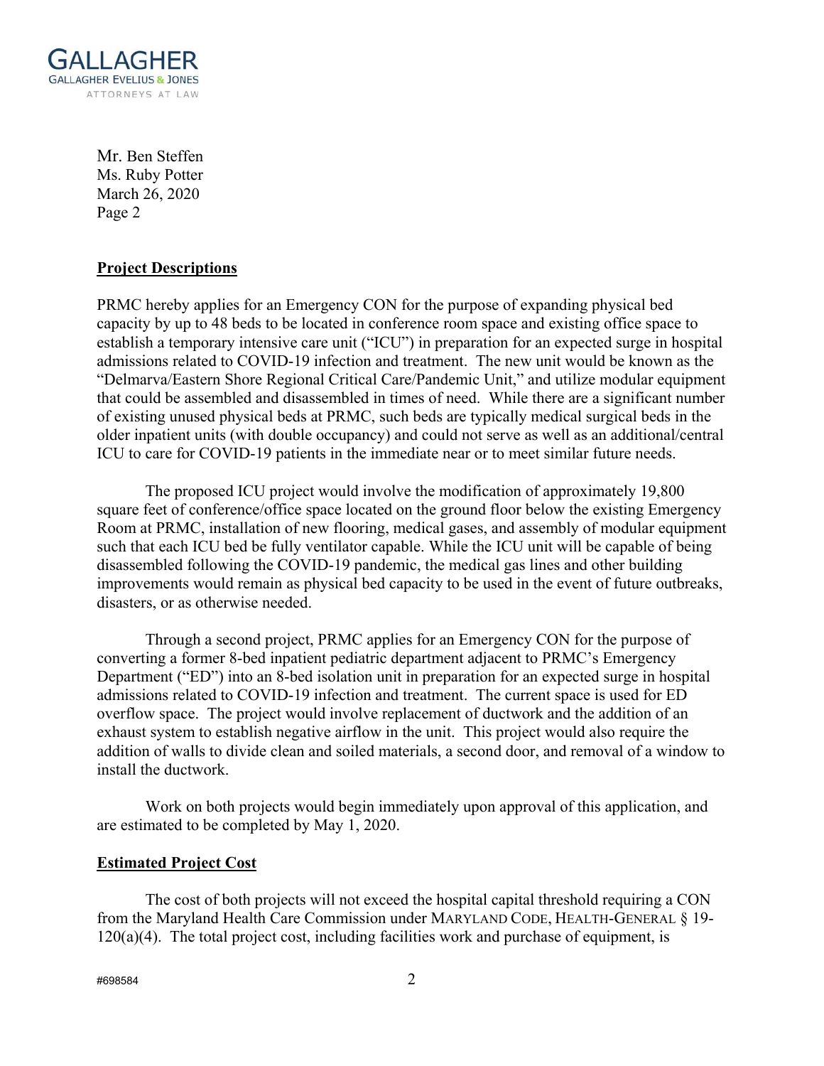## Project Descriptions

PRMC hereby applies for an Emergency CON for the purpose of expanding physical bed capacity by up to 48 beds to be located in conference room space and existing office space to establish a temporary intensive care unit ("ICU") in preparation for an expected surge in hospital admissions related to COVID-19 infection and treatment. The new unit would be known as the "Delmarva/Eastern Shore Regional Critical Care/Pandemic Unit," and utilize modular equipment that could be assembled and disassembled in times of need. While there are a significant number of existing unused physical beds at PRMC, such beds are typically medical surgical beds in the older inpatient units (with double occupancy) and could not serve as well as an additional/central ICU to care for COVID-19 patients in the immediate near or to meet similar future needs.

The proposed ICU project would involve the modification of approximately 19,800 square feet of conference/office space located on the ground floor below the existing Emergency Room at PRMC, installation of new flooring, medical gases, and assembly of modular equipment such that each ICU bed be fully ventilator capable. While the ICU unit will be capable of being disassembled following the COVID-19 pandemic, the medical gas lines and other building improvements would remain as physical bed capacity to be used in the event of future outbreaks, disasters, or as otherwise needed.

Through a second project, PRMC applies for an Emergency CON for the purpose of converting a former 8-bed inpatient pediatric department adjacent to PRMC's Emergency Department ("ED") into an 8-bed isolation unit in preparation for an expected surge in hospital admissions related to COVID-19 infection and treatment. The current space is used for ED overflow space. The project would involve replacement of ductwork and the addition of an exhaust system to establish negative airflow in the unit. This project would also require the addition of walls to divide clean and soiled materials, a second door, and removal of a window to install the ductwork.

Work on both projects would begin immediately upon approval of this application, and are estimated to be completed by May 1, 2020.

## Estimated Project Cost

The cost of both projects will not exceed the hospital capital threshold requiring a CON from the Maryland Health Care Commission under MARYLAND CODE, HEALTH-GENERAL § 19-120(a)(4). The total project cost, including facilities work and purchase of equipment, is

#698584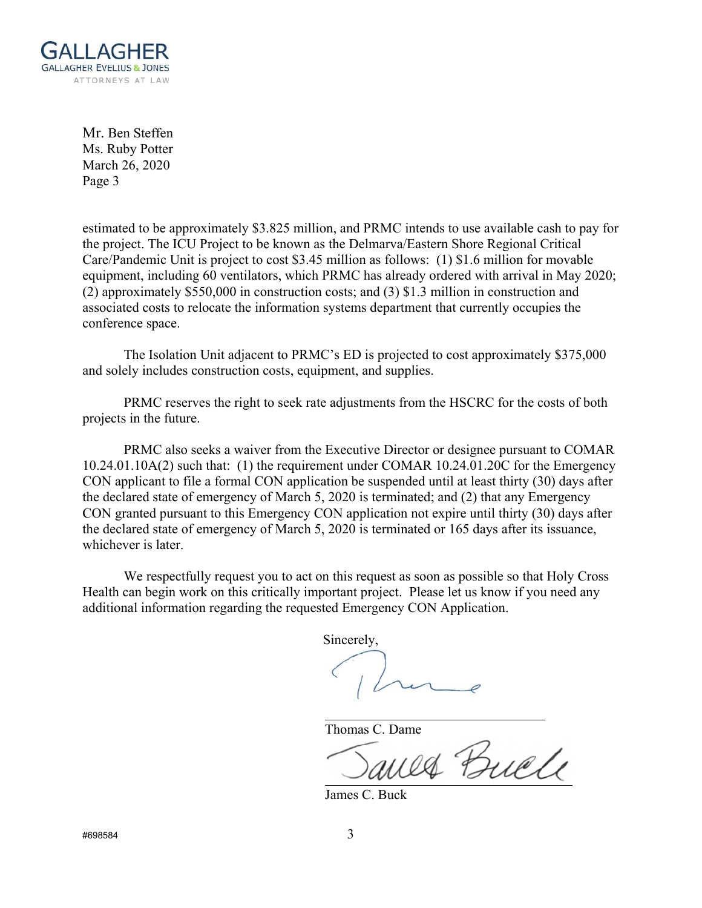estimated to be approximately $3.825 million, and PRMC intends to use available cash to pay for the project. The ICU Project to be known as the Delmarva/Eastern Shore Regional Critical Care/Pandemic Unit is project to cost $3.45 million as follows: (1) $1.6 million for movable equipment, including 60 ventilators, which PRMC has already ordered with arrival in May 2020; (2) approximately $550,000 in construction costs; and (3) $1.3 million in construction and associated costs to relocate the information systems department that currently occupies the conference space.

The Isolation Unit adjacent to PRMC's ED is projected to cost approximately $375,000 and solely includes construction costs, equipment, and supplies.

PRMC reserves the right to seek rate adjustments from the HSCRC for the costs of both projects in the future.

PRMC also seeks a waiver from the Executive Director or designee pursuant to COMAR 10.24.01.10A(2) such that: (1) the requirement under COMAR 10.24.01.20C for the Emergency CON applicant to file a formal CON application be suspended until at least thirty (30) days after the declared state of emergency of March 5, 2020 is terminated; and (2) that any Emergency CON granted pursuant to this Emergency CON application not expire until thirty (30) days after the declared state of emergency of March 5, 2020 is terminated or 165 days after its issuance, whichever is later.

We respectfully request you to act on this request as soon as possible so that Holy Cross Health can begin work on this critically important project. Please let us know if you need any additional information regarding the requested Emergency CON Application.

Sincerely,

Thomas C. Dame

James C. Buck

#698584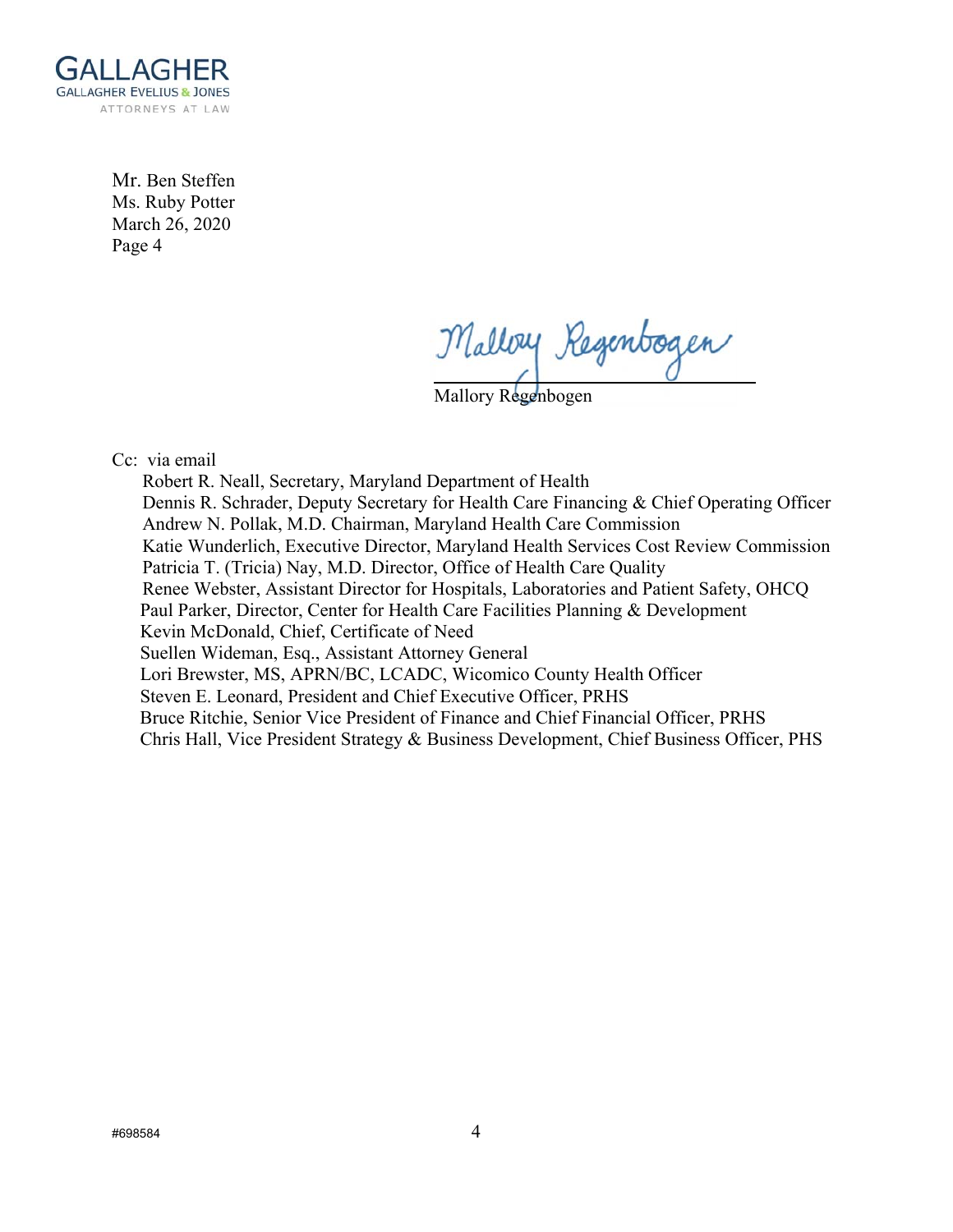Mr. Ben Steffen
Ms. Ruby Potter
March 26, 2020
Page 4

Mallory Regenbogen

Cc: via email
Robert R. Neall, Secretary, Maryland Department of Health
Dennis R. Schrader, Deputy Secretary for Health Care Financing & Chief Operating Officer
Andrew N. Pollak, M.D. Chairman, Maryland Health Care Commission
Katie Wunderlich, Executive Director, Maryland Health Services Cost Review Commission
Patricia T. (Tricia) Nay, M.D. Director, Office of Health Care Quality
Renee Webster, Assistant Director for Hospitals, Laboratories and Patient Safety, OHCQ
Paul Parker, Director, Center for Health Care Facilities Planning & Development
Kevin McDonald, Chief, Certificate of Need
Suellen Wideman, Esq., Assistant Attorney General
Lori Brewster, MS, APRN/BC, LCADC, Wicomico County Health Officer
Steven E. Leonard, President and Chief Executive Officer, PRHS
Bruce Ritchie, Senior Vice President of Finance and Chief Financial Officer, PRHS
Chris Hall, Vice President Strategy & Business Development, Chief Business Officer, PHS

#698584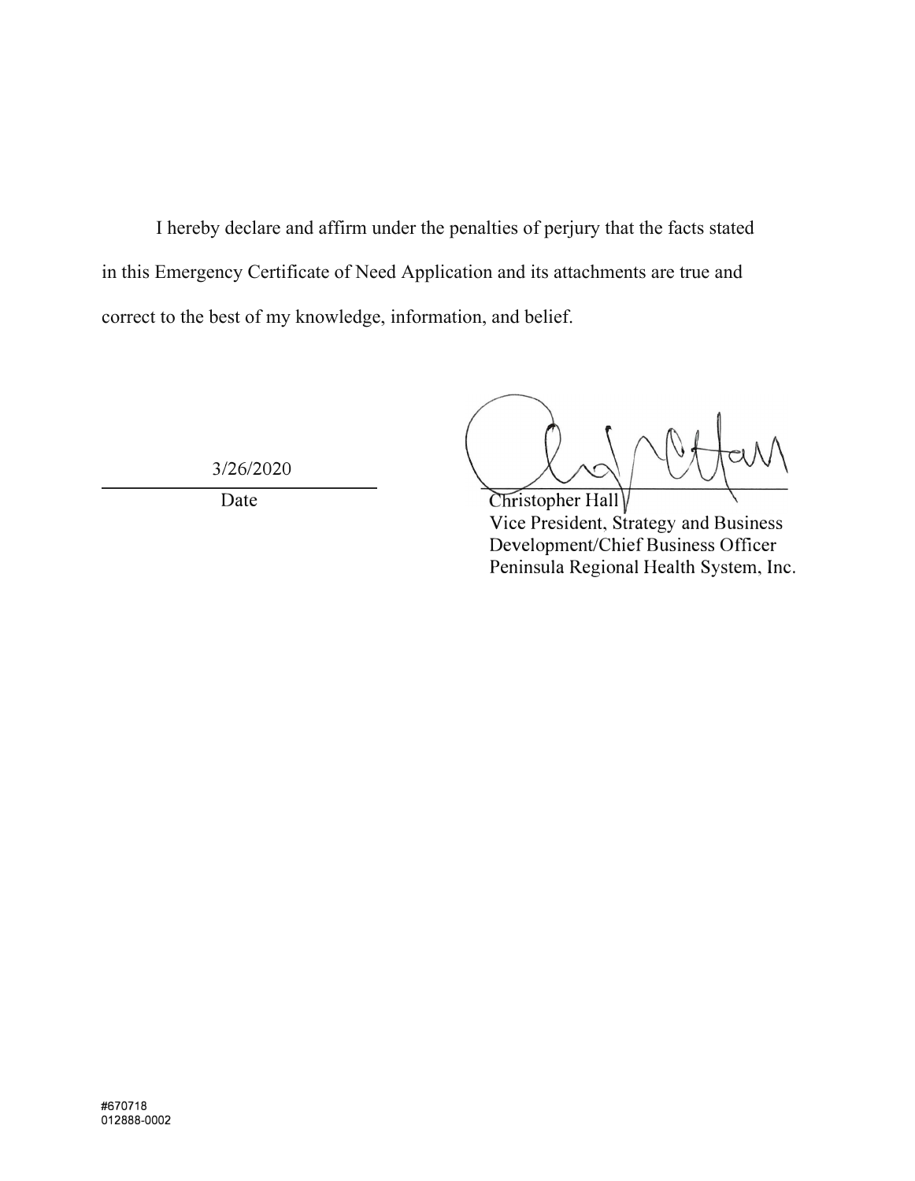I hereby declare and affirm under the penalties of perjury that the facts stated in this Emergency Certificate of Need Application and its attachments are true and correct to the best of my knowledge, information, and belief.

3/26/2020
Date

Christopher Hall
Vice President, Strategy and Business Development/Chief Business Officer
Peninsula Regional Health System, Inc.

#670718
012888-0002